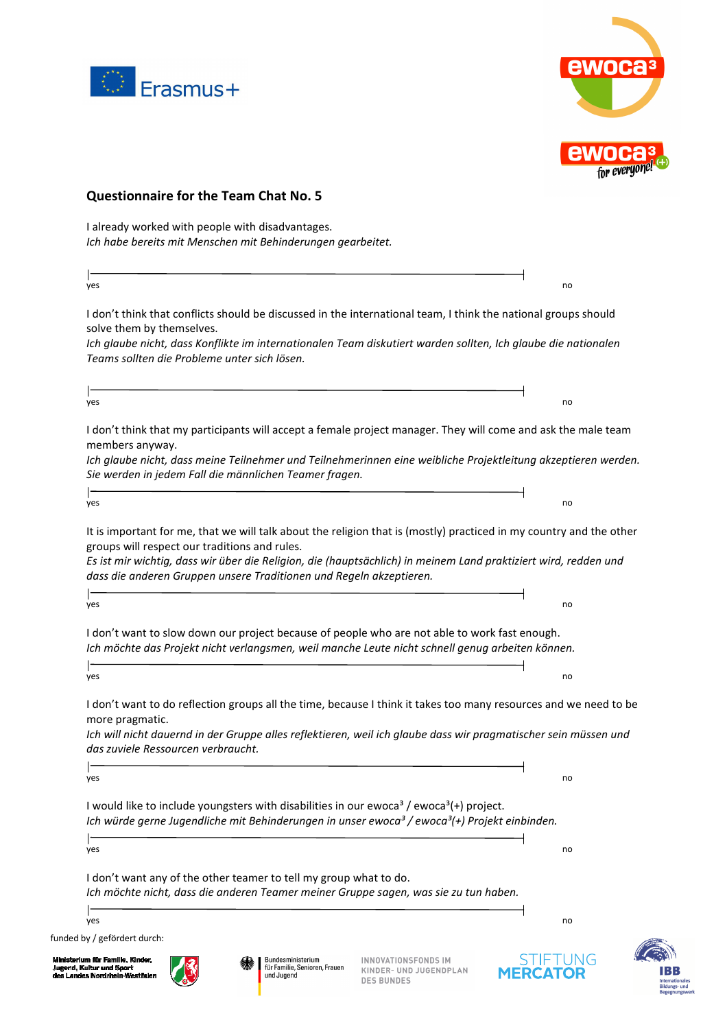## Questionnaire for the Team Chat No. 5

I already worked with people with disadvantages.
*Ich habe bereits mit Menschen mit Behinderungen gearbeitet.*

yes ——————————————————————————— no

I don't think that conflicts should be discussed in the international team, I think the national groups should solve them by themselves.
*Ich glaube nicht, dass Konflikte im internationalen Team diskutiert warden sollten, Ich glaube die nationalen Teams sollten die Probleme unter sich lösen.*

yes ——————————————————————————— no

I don't think that my participants will accept a female project manager. They will come and ask the male team members anyway.
*Ich glaube nicht, dass meine Teilnehmer und Teilnehmerinnen eine weibliche Projektleitung akzeptieren werden. Sie werden in jedem Fall die männlichen Teamer fragen.*

yes ——————————————————————————— no

It is important for me, that we will talk about the religion that is (mostly) practiced in my country and the other groups will respect our traditions and rules.
*Es ist mir wichtig, dass wir über die Religion, die (hauptsächlich) in meinem Land praktiziert wird, redden und dass die anderen Gruppen unsere Traditionen und Regeln akzeptieren.*

yes ——————————————————————————— no

I don't want to slow down our project because of people who are not able to work fast enough.
*Ich möchte das Projekt nicht verlangsmen, weil manche Leute nicht schnell genug arbeiten können.*

yes ——————————————————————————— no

I don't want to do reflection groups all the time, because I think it takes too many resources and we need to be more pragmatic.
*Ich will nicht dauernd in der Gruppe alles reflektieren, weil ich glaube dass wir pragmatischer sein müssen und das zuviele Ressourcen verbraucht.*

yes ——————————————————————————— no

I would like to include youngsters with disabilities in our ewoca³ / ewoca³(+) project.
*Ich würde gerne Jugendliche mit Behinderungen in unser ewoca³ / ewoca³(+) Projekt einbinden.*

yes ——————————————————————————— no

I don't want any of the other teamer to tell my group what to do.
*Ich möchte nicht, dass die anderen Teamer meiner Gruppe sagen, was sie zu tun haben.*

yes ——————————————————————————— no

funded by / gefördert durch:

Ministerium für Familie, Kinder, Jugend, Kultur und Sport des Landes Nordrhein-Westfalen

Bundesministerium für Familie, Senioren, Frauen und Jugend

INNOVATIONSFONDS IM KINDER- UND JUGENDPLAN DES BUNDES

STIFTUNG MERCATOR

IBB Internationales Bildungs- und Begegnungswerk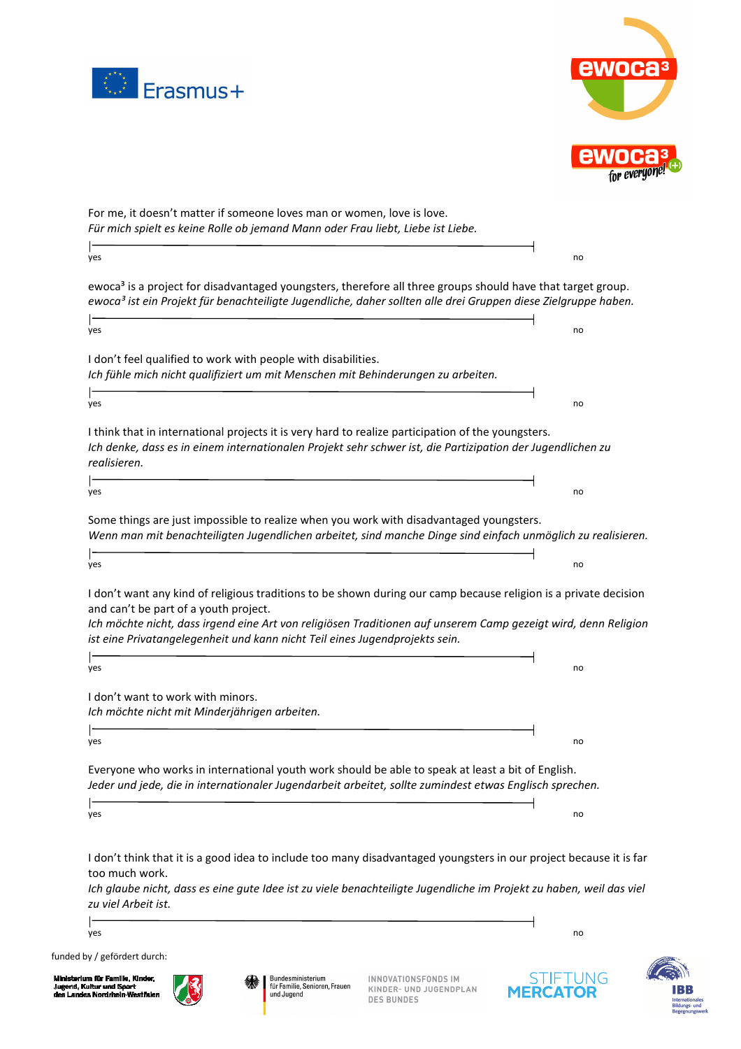For me, it doesn't matter if someone loves man or women, love is love.
*Für mich spielt es keine Rolle ob jemand Mann oder Frau liebt, Liebe ist Liebe.*

yes —————————————————————————————— no

ewoca³ is a project for disadvantaged youngsters, therefore all three groups should have that target group.
*ewoca³ ist ein Projekt für benachteiligte Jugendliche, daher sollten alle drei Gruppen diese Zielgruppe haben.*

yes —————————————————————————————— no

I don't feel qualified to work with people with disabilities.
*Ich fühle mich nicht qualifiziert um mit Menschen mit Behinderungen zu arbeiten.*

yes —————————————————————————————— no

I think that in international projects it is very hard to realize participation of the youngsters.
*Ich denke, dass es in einem internationalen Projekt sehr schwer ist, die Partizipation der Jugendlichen zu realisieren.*

yes —————————————————————————————— no

Some things are just impossible to realize when you work with disadvantaged youngsters.
*Wenn man mit benachteiligten Jugendlichen arbeitet, sind manche Dinge sind einfach unmöglich zu realisieren.*

yes —————————————————————————————— no

I don't want any kind of religious traditions to be shown during our camp because religion is a private decision and can't be part of a youth project.
*Ich möchte nicht, dass irgend eine Art von religiösen Traditionen auf unserem Camp gezeigt wird, denn Religion ist eine Privatangelegenheit und kann nicht Teil eines Jugendprojekts sein.*

yes —————————————————————————————— no

I don't want to work with minors.
*Ich möchte nicht mit Minderjährigen arbeiten.*

yes —————————————————————————————— no

Everyone who works in international youth work should be able to speak at least a bit of English.
*Jeder und jede, die in internationaler Jugendarbeit arbeitet, sollte zumindest etwas Englisch sprechen.*

yes —————————————————————————————— no

I don't think that it is a good idea to include too many disadvantaged youngsters in our project because it is far too much work.
*Ich glaube nicht, dass es eine gute Idee ist zu viele benachteiligte Jugendliche im Projekt zu haben, weil das viel zu viel Arbeit ist.*

yes —————————————————————————————— no

funded by / gefördert durch:

Ministerium für Familie, Kinder, Jugend, Kultur und Sport des Landes Nordrhein-Westfalen — Bundesministerium für Familie, Senioren, Frauen und Jugend — Innovationsfonds im Kinder- und Jugendplan des Bundes — Stiftung Mercator — IBB Internationales Bildungs- und Begegnungswerk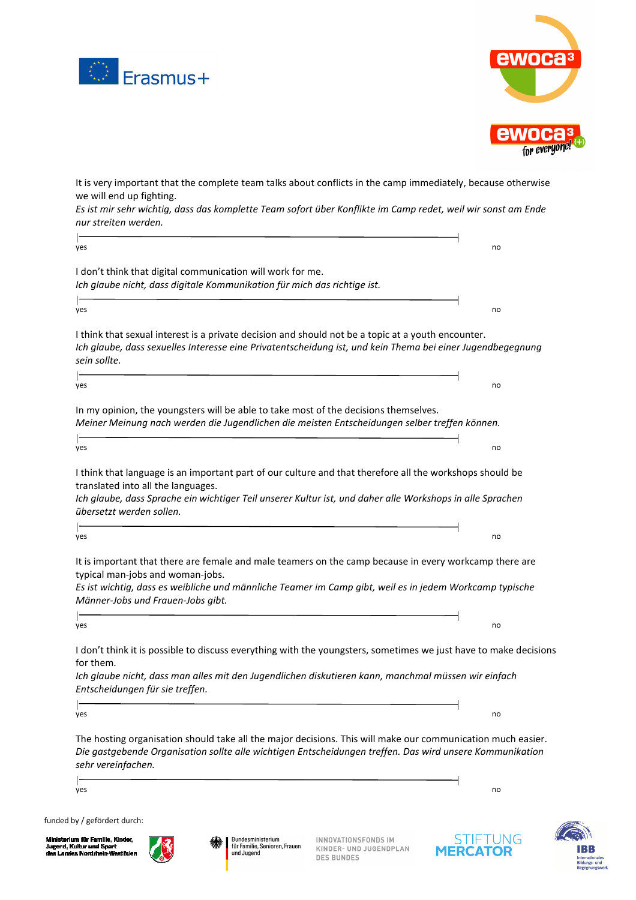It is very important that the complete team talks about conflicts in the camp immediately, because otherwise we will end up fighting.
*Es ist mir sehr wichtig, dass das komplette Team sofort über Konflikte im Camp redet, weil wir sonst am Ende nur streiten werden.*

yes ———————————————————————— no

I don't think that digital communication will work for me.
*Ich glaube nicht, dass digitale Kommunikation für mich das richtige ist.*

yes ———————————————————————— no

I think that sexual interest is a private decision and should not be a topic at a youth encounter.
*Ich glaube, dass sexuelles Interesse eine Privatentscheidung ist, und kein Thema bei einer Jugendbegegnung sein sollte.*

yes ———————————————————————— no

In my opinion, the youngsters will be able to take most of the decisions themselves.
*Meiner Meinung nach werden die Jugendlichen die meisten Entscheidungen selber treffen können.*

yes ———————————————————————— no

I think that language is an important part of our culture and that therefore all the workshops should be translated into all the languages.
*Ich glaube, dass Sprache ein wichtiger Teil unserer Kultur ist, und daher alle Workshops in alle Sprachen übersetzt werden sollen.*

yes ———————————————————————— no

It is important that there are female and male teamers on the camp because in every workcamp there are typical man-jobs and woman-jobs.
*Es ist wichtig, dass es weibliche und männliche Teamer im Camp gibt, weil es in jedem Workcamp typische Männer-Jobs und Frauen-Jobs gibt.*

yes ———————————————————————— no

I don't think it is possible to discuss everything with the youngsters, sometimes we just have to make decisions for them.
*Ich glaube nicht, dass man alles mit den Jugendlichen diskutieren kann, manchmal müssen wir einfach Entscheidungen für sie treffen.*

yes ———————————————————————— no

The hosting organisation should take all the major decisions. This will make our communication much easier.
*Die gastgebende Organisation sollte alle wichtigen Entscheidungen treffen. Das wird unsere Kommunikation sehr vereinfachen.*

yes ———————————————————————— no

funded by / gefördert durch:

Ministerium für Familie, Kinder, Jugend, Kultur und Sport des Landes Nordrhein-Westfalen

Bundesministerium für Familie, Senioren, Frauen und Jugend

INNOVATIONSFONDS IM KINDER- UND JUGENDPLAN DES BUNDES

STIFTUNG MERCATOR

IBB Internationales Bildungs- und Begegnungswerk